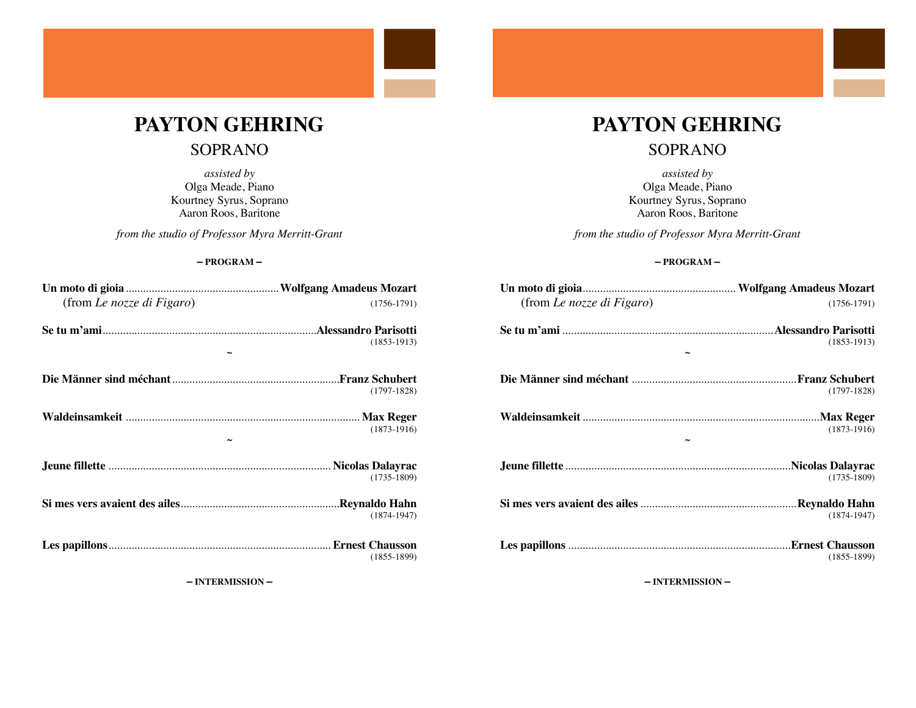# PAYTON GEHRING

## SOPRANO

*assisted by*
Olga Meade, Piano
Kourtney Syrus, Soprano
Aaron Roos, Baritone

*from the studio of Professor Myra Merritt-Grant*

**– PROGRAM –**

**Un moto di gioia** .................................................... **Wolfgang Amadeus Mozart**
(from *Le nozze di Figaro*) (1756-1791)

**Se tu m'ami** ........................................................................ **Alessandro Parisotti**
(1853-1913)

~

**Die Männer sind méchant** ......................................................... **Franz Schubert**
(1797-1828)

**Waldeinsamkeit** ................................................................................ **Max Reger**
(1873-1916)

~

**Jeune fillette** ............................................................................ **Nicolas Dalayrac**
(1735-1809)

**Si mes vers avaient des ailes** ...................................................... **Reynaldo Hahn**
(1874-1947)

**Les papillons** ............................................................................ **Ernest Chausson**
(1855-1899)

**– INTERMISSION –**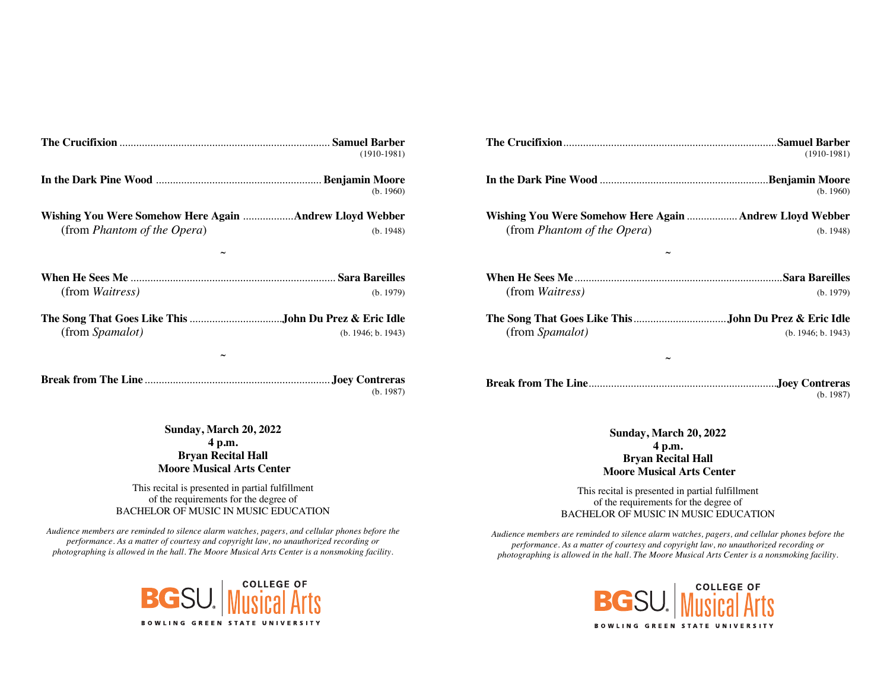**The Crucifixion** .......................................................................... **Samuel Barber**
(1910-1981)

**In the Dark Pine Wood** .......................................................... **Benjamin Moore**
(b. 1960)

**Wishing You Were Somehow Here Again** .................**Andrew Lloyd Webber**
(from *Phantom of the Opera*) (b. 1948)

~

**When He Sees Me** ........................................................................ **Sara Bareilles**
(from *Waitress)* (b. 1979)

**The Song That Goes Like This** .................................**John Du Prez & Eric Idle**
(from *Spamalot)* (b. 1946; b. 1943)

~

**Break from The Line** .................................................................**Joey Contreras**
(b. 1987)

**Sunday, March 20, 2022**
**4 p.m.**
**Bryan Recital Hall**
**Moore Musical Arts Center**

This recital is presented in partial fulfillment
of the requirements for the degree of
BACHELOR OF MUSIC IN MUSIC EDUCATION

*Audience members are reminded to silence alarm watches, pagers, and cellular phones before the performance. As a matter of courtesy and copyright law, no unauthorized recording or photographing is allowed in the hall. The Moore Musical Arts Center is a nonsmoking facility.*

BGSU. COLLEGE OF Musical Arts
BOWLING GREEN STATE UNIVERSITY

**The Crucifixion** ...........................................................................**Samuel Barber**
(1910-1981)

**In the Dark Pine Wood** ...........................................................**Benjamin Moore**
(b. 1960)

**Wishing You Were Somehow Here Again** .................. **Andrew Lloyd Webber**
(from *Phantom of the Opera*) (b. 1948)

~

**When He Sees Me** .........................................................................**Sara Bareilles**
(from *Waitress)* (b. 1979)

**The Song That Goes Like This** .................................**John Du Prez & Eric Idle**
(from *Spamalot)* (b. 1946; b. 1943)

~

**Break from The Line** ..................................................................**Joey Contreras**
(b. 1987)

**Sunday, March 20, 2022**
**4 p.m.**
**Bryan Recital Hall**
**Moore Musical Arts Center**

This recital is presented in partial fulfillment
of the requirements for the degree of
BACHELOR OF MUSIC IN MUSIC EDUCATION

*Audience members are reminded to silence alarm watches, pagers, and cellular phones before the performance. As a matter of courtesy and copyright law, no unauthorized recording or photographing is allowed in the hall. The Moore Musical Arts Center is a nonsmoking facility.*

BGSU. COLLEGE OF Musical Arts
BOWLING GREEN STATE UNIVERSITY